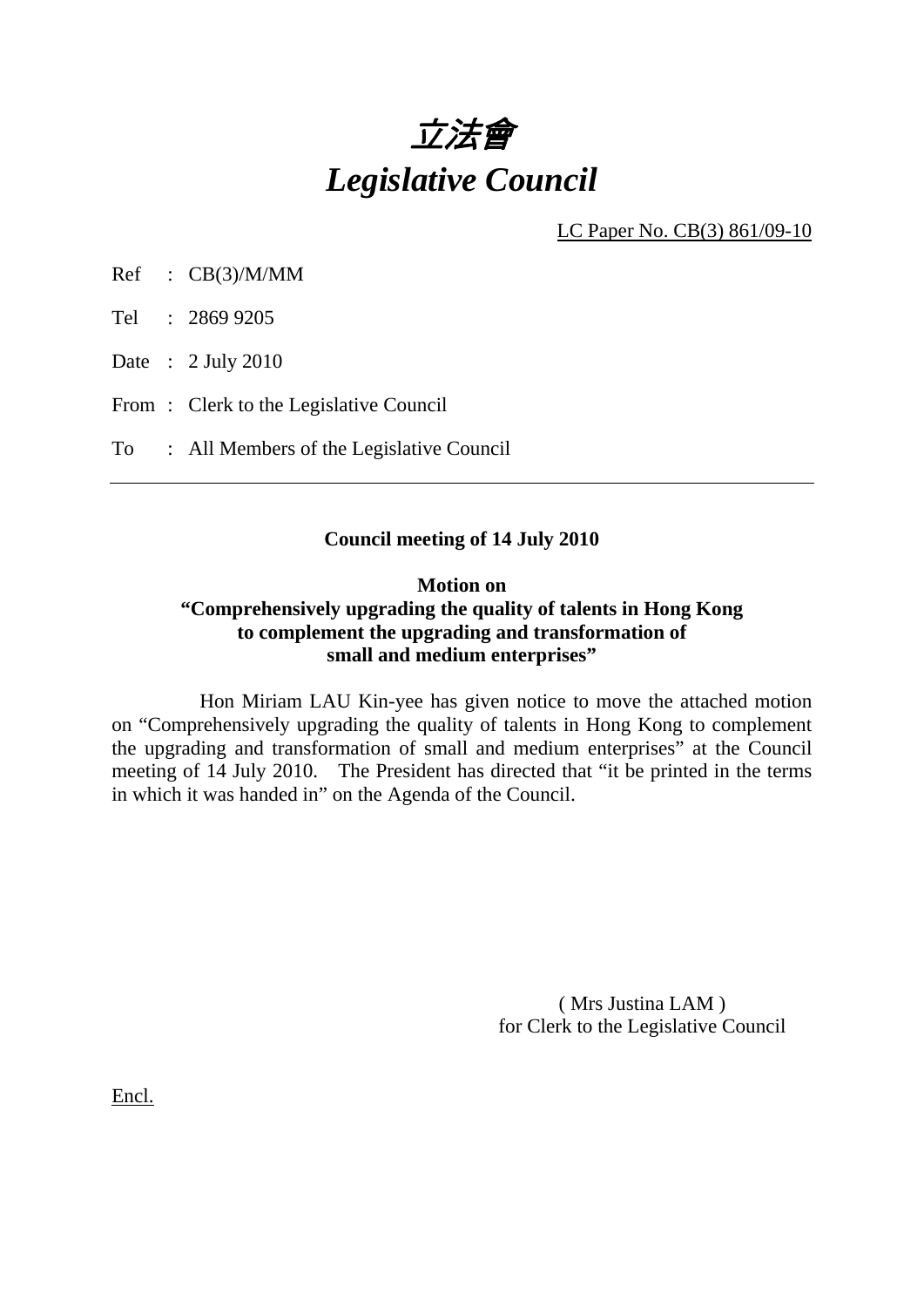# *立法會*
# *Legislative Council*

LC Paper No. CB(3) 861/09-10

Ref : CB(3)/M/MM

Tel : 2869 9205

Date : 2 July 2010

From : Clerk to the Legislative Council

To : All Members of the Legislative Council

---

**Council meeting of 14 July 2010**

**Motion on**
**"Comprehensively upgrading the quality of talents in Hong Kong to complement the upgrading and transformation of small and medium enterprises"**

Hon Miriam LAU Kin-yee has given notice to move the attached motion on "Comprehensively upgrading the quality of talents in Hong Kong to complement the upgrading and transformation of small and medium enterprises" at the Council meeting of 14 July 2010. The President has directed that "it be printed in the terms in which it was handed in" on the Agenda of the Council.

( Mrs Justina LAM )
for Clerk to the Legislative Council

Encl.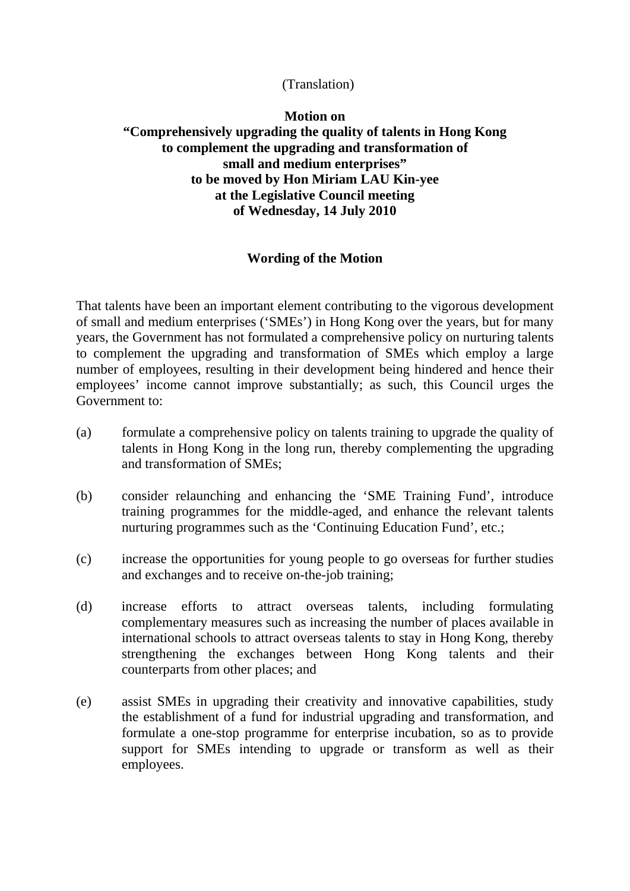(Translation)

**Motion on**
**"Comprehensively upgrading the quality of talents in Hong Kong to complement the upgrading and transformation of small and medium enterprises"**
**to be moved by Hon Miriam LAU Kin-yee**
**at the Legislative Council meeting**
**of Wednesday, 14 July 2010**

**Wording of the Motion**

That talents have been an important element contributing to the vigorous development of small and medium enterprises ('SMEs') in Hong Kong over the years, but for many years, the Government has not formulated a comprehensive policy on nurturing talents to complement the upgrading and transformation of SMEs which employ a large number of employees, resulting in their development being hindered and hence their employees' income cannot improve substantially; as such, this Council urges the Government to:

(a) formulate a comprehensive policy on talents training to upgrade the quality of talents in Hong Kong in the long run, thereby complementing the upgrading and transformation of SMEs;

(b) consider relaunching and enhancing the 'SME Training Fund', introduce training programmes for the middle-aged, and enhance the relevant talents nurturing programmes such as the 'Continuing Education Fund', etc.;

(c) increase the opportunities for young people to go overseas for further studies and exchanges and to receive on-the-job training;

(d) increase efforts to attract overseas talents, including formulating complementary measures such as increasing the number of places available in international schools to attract overseas talents to stay in Hong Kong, thereby strengthening the exchanges between Hong Kong talents and their counterparts from other places; and

(e) assist SMEs in upgrading their creativity and innovative capabilities, study the establishment of a fund for industrial upgrading and transformation, and formulate a one-stop programme for enterprise incubation, so as to provide support for SMEs intending to upgrade or transform as well as their employees.